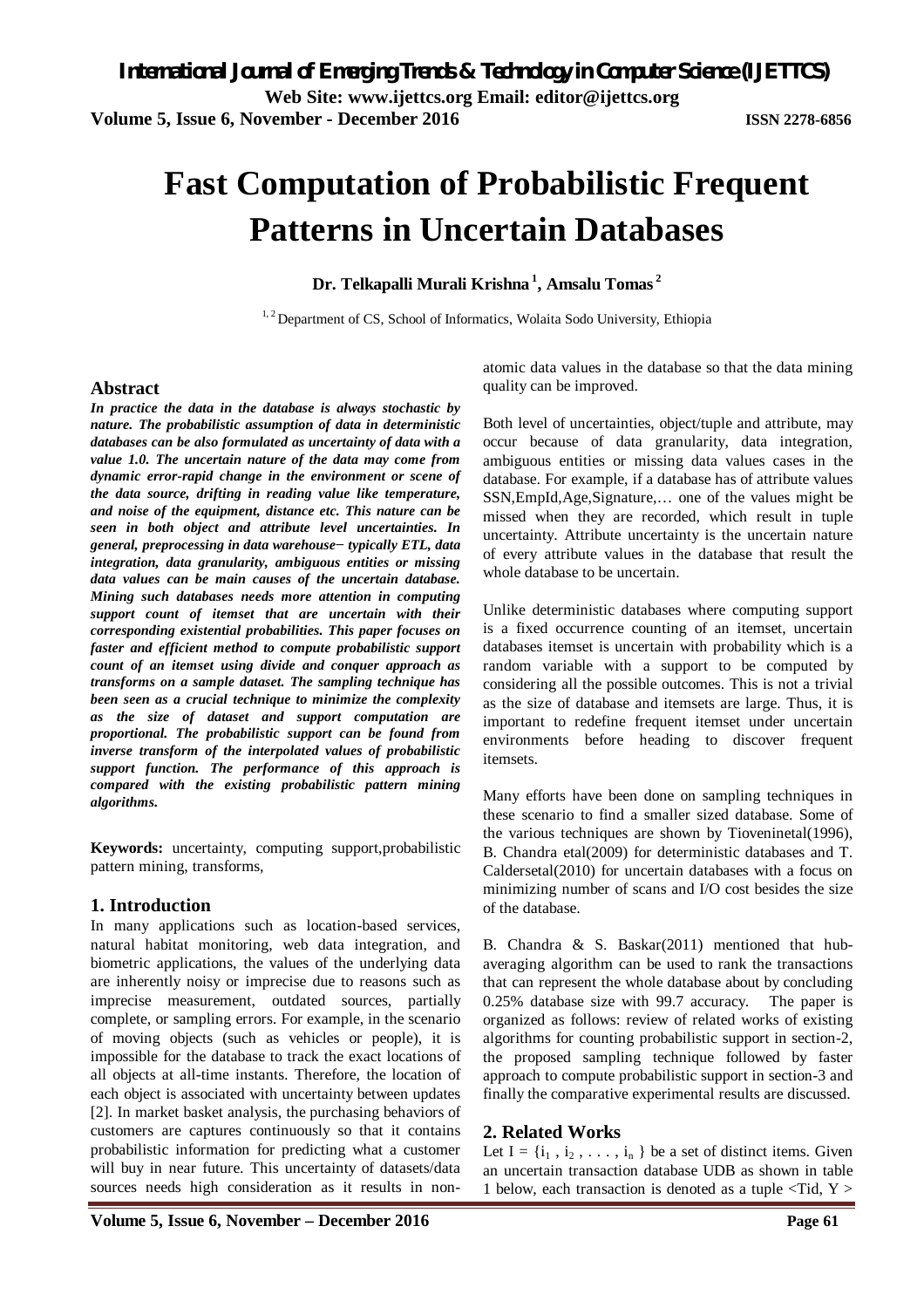# Fast Computation of Probabilistic Frequent Patterns in Uncertain Databases

**Dr. Telkapalli Murali Krishna [1], Amsalu Tomas [2]**

[1, 2] Department of CS, School of Informatics, Wolaita Sodo University, Ethiopia

## Abstract

***In practice the data in the database is always stochastic by nature. The probabilistic assumption of data in deterministic databases can be also formulated as uncertainty of data with a value 1.0. The uncertain nature of the data may come from dynamic error-rapid change in the environment or scene of the data source, drifting in reading value like temperature, and noise of the equipment, distance etc. This nature can be seen in both object and attribute level uncertainties. In general, preprocessing in data warehouse− typically ETL, data integration, data granularity, ambiguous entities or missing data values can be main causes of the uncertain database. Mining such databases needs more attention in computing support count of itemset that are uncertain with their corresponding existential probabilities. This paper focuses on faster and efficient method to compute probabilistic support count of an itemset using divide and conquer approach as transforms on a sample dataset. The sampling technique has been seen as a crucial technique to minimize the complexity as the size of dataset and support computation are proportional. The probabilistic support can be found from inverse transform of the interpolated values of probabilistic support function. The performance of this approach is compared with the existing probabilistic pattern mining algorithms.***

**Keywords:** uncertainty, computing support,probabilistic pattern mining, transforms,

## 1. Introduction

In many applications such as location-based services, natural habitat monitoring, web data integration, and biometric applications, the values of the underlying data are inherently noisy or imprecise due to reasons such as imprecise measurement, outdated sources, partially complete, or sampling errors. For example, in the scenario of moving objects (such as vehicles or people), it is impossible for the database to track the exact locations of all objects at all-time instants. Therefore, the location of each object is associated with uncertainty between updates [2]. In market basket analysis, the purchasing behaviors of customers are captures continuously so that it contains probabilistic information for predicting what a customer will buy in near future. This uncertainty of datasets/data sources needs high consideration as it results in non-atomic data values in the database so that the data mining quality can be improved.

Both level of uncertainties, object/tuple and attribute, may occur because of data granularity, data integration, ambiguous entities or missing data values cases in the database. For example, if a database has of attribute values SSN,EmpId,Age,Signature,… one of the values might be missed when they are recorded, which result in tuple uncertainty. Attribute uncertainty is the uncertain nature of every attribute values in the database that result the whole database to be uncertain.

Unlike deterministic databases where computing support is a fixed occurrence counting of an itemset, uncertain databases itemset is uncertain with probability which is a random variable with a support to be computed by considering all the possible outcomes. This is not a trivial as the size of database and itemsets are large. Thus, it is important to redefine frequent itemset under uncertain environments before heading to discover frequent itemsets.

Many efforts have been done on sampling techniques in these scenario to find a smaller sized database. Some of the various techniques are shown by Tioveninetal(1996), B. Chandra etal(2009) for deterministic databases and T. Caldersetal(2010) for uncertain databases with a focus on minimizing number of scans and I/O cost besides the size of the database.

B. Chandra & S. Baskar(2011) mentioned that hub-averaging algorithm can be used to rank the transactions that can represent the whole database about by concluding 0.25% database size with 99.7 accuracy. The paper is organized as follows: review of related works of existing algorithms for counting probabilistic support in section-2, the proposed sampling technique followed by faster approach to compute probabilistic support in section-3 and finally the comparative experimental results are discussed.

## 2. Related Works

Let $I = \{i_1, i_2, \ldots, i_n\}$ be a set of distinct items. Given an uncertain transaction database UDB as shown in table 1 below, each transaction is denoted as a tuple <Tid, Y >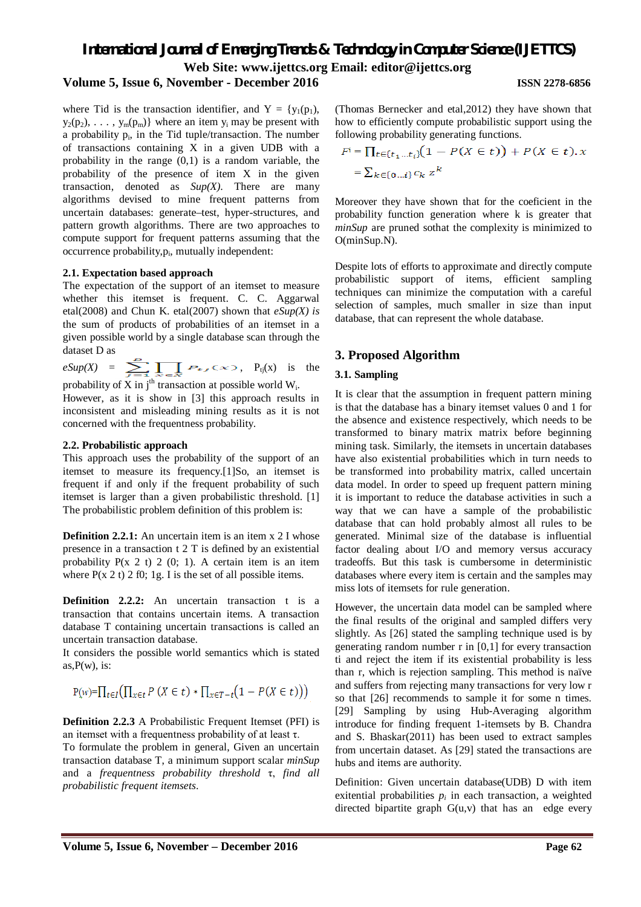where Tid is the transaction identifier, and $Y = \{y_1(p_1), y_2(p_2), \ldots, y_m(p_m)\}$ where an item $y_i$ may be present with a probability $p_i$, in the Tid tuple/transaction. The number of transactions containing X in a given UDB with a probability in the range (0,1) is a random variable, the probability of the presence of item X in the given transaction, denoted as *Sup(X)*. There are many algorithms devised to mine frequent patterns from uncertain databases: generate–test, hyper-structures, and pattern growth algorithms. There are two approaches to compute support for frequent patterns assuming that the occurrence probability,$p_i$, mutually independent:

### 2.1. Expectation based approach

The expectation of the support of an itemset to measure whether this itemset is frequent. C. C. Aggarwal etal(2008) and Chun K. etal(2007) shown that *eSup(X) is* the sum of products of probabilities of an itemset in a given possible world by a single database scan through the dataset D as

$eSup(X) = \sum_{j=1}^{D} \prod_{x \in X} P_{tj}(x)$, $P_{tj}(x)$ is the probability of X in $j^{th}$ transaction at possible world $W_i$.

However, as it is show in [3] this approach results in inconsistent and misleading mining results as it is not concerned with the frequentness probability.

### 2.2. Probabilistic approach

This approach uses the probability of the support of an itemset to measure its frequency.[1]So, an itemset is frequent if and only if the frequent probability of such itemset is larger than a given probabilistic threshold. [1] The probabilistic problem definition of this problem is:

**Definition 2.2.1:** An uncertain item is an item x 2 I whose presence in a transaction t 2 T is defined by an existential probability P(x 2 t) 2 (0; 1). A certain item is an item where P(x 2 t) 2 f0; 1g. I is the set of all possible items.

**Definition 2.2.2:** An uncertain transaction t is a transaction that contains uncertain items. A transaction database T containing uncertain transactions is called an uncertain transaction database.

It considers the possible world semantics which is stated as,P(w), is:

$$P(w) = \prod_{t \in I} \left( \prod_{x \in t} P(X \in t) * \prod_{x \in T-t} \left(1 - P(X \in t)\right) \right)$$

**Definition 2.2.3** A Probabilistic Frequent Itemset (PFI) is an itemset with a frequentness probability of at least τ.

To formulate the problem in general, Given an uncertain transaction database T, a minimum support scalar *minSup* and a *frequentness probability threshold* τ, *find all probabilistic frequent itemsets*.

(Thomas Bernecker and etal,2012) they have shown that how to efficiently compute probabilistic support using the following probability generating functions.

$$F^i = \prod_{t \in \{t_1 \ldots t_i\}} \left(1 - P(X \in t)\right) + P(X \in t).x$$
$$= \sum_{k \in \{0 \ldots i\}} c_k z^k$$

Moreover they have shown that for the coeficient in the probability function generation where k is greater that *minSup* are pruned sothat the complexity is minimized to O(minSup.N).

Despite lots of efforts to approximate and directly compute probabilistic support of items, efficient sampling techniques can minimize the computation with a careful selection of samples, much smaller in size than input database, that can represent the whole database.

## 3. Proposed Algorithm

### 3.1. Sampling

It is clear that the assumption in frequent pattern mining is that the database has a binary itemset values 0 and 1 for the absence and existence respectively, which needs to be transformed to binary matrix matrix before beginning mining task. Similarly, the itemsets in uncertain databases have also existential probabilities which in turn needs to be transformed into probability matrix, called uncertain data model. In order to speed up frequent pattern mining it is important to reduce the database activities in such a way that we can have a sample of the probabilistic database that can hold probably almost all rules to be generated. Minimal size of the database is influential factor dealing about I/O and memory versus accuracy tradeoffs. But this task is cumbersome in deterministic databases where every item is certain and the samples may miss lots of itemsets for rule generation.

However, the uncertain data model can be sampled where the final results of the original and sampled differs very slightly. As [26] stated the sampling technique used is by generating random number r in [0,1] for every transaction ti and reject the item if its existential probability is less than r, which is rejection sampling. This method is naïve and suffers from rejecting many transactions for very low r so that [26] recommends to sample it for some n times. [29] Sampling by using Hub-Averaging algorithm introduce for finding frequent 1-itemsets by B. Chandra and S. Bhaskar(2011) has been used to extract samples from uncertain dataset. As [29] stated the transactions are hubs and items are authority.

Definition: Given uncertain database(UDB) D with item exitential probabilities $p_i$ in each transaction, a weighted directed bipartite graph G(u,v) that has an edge every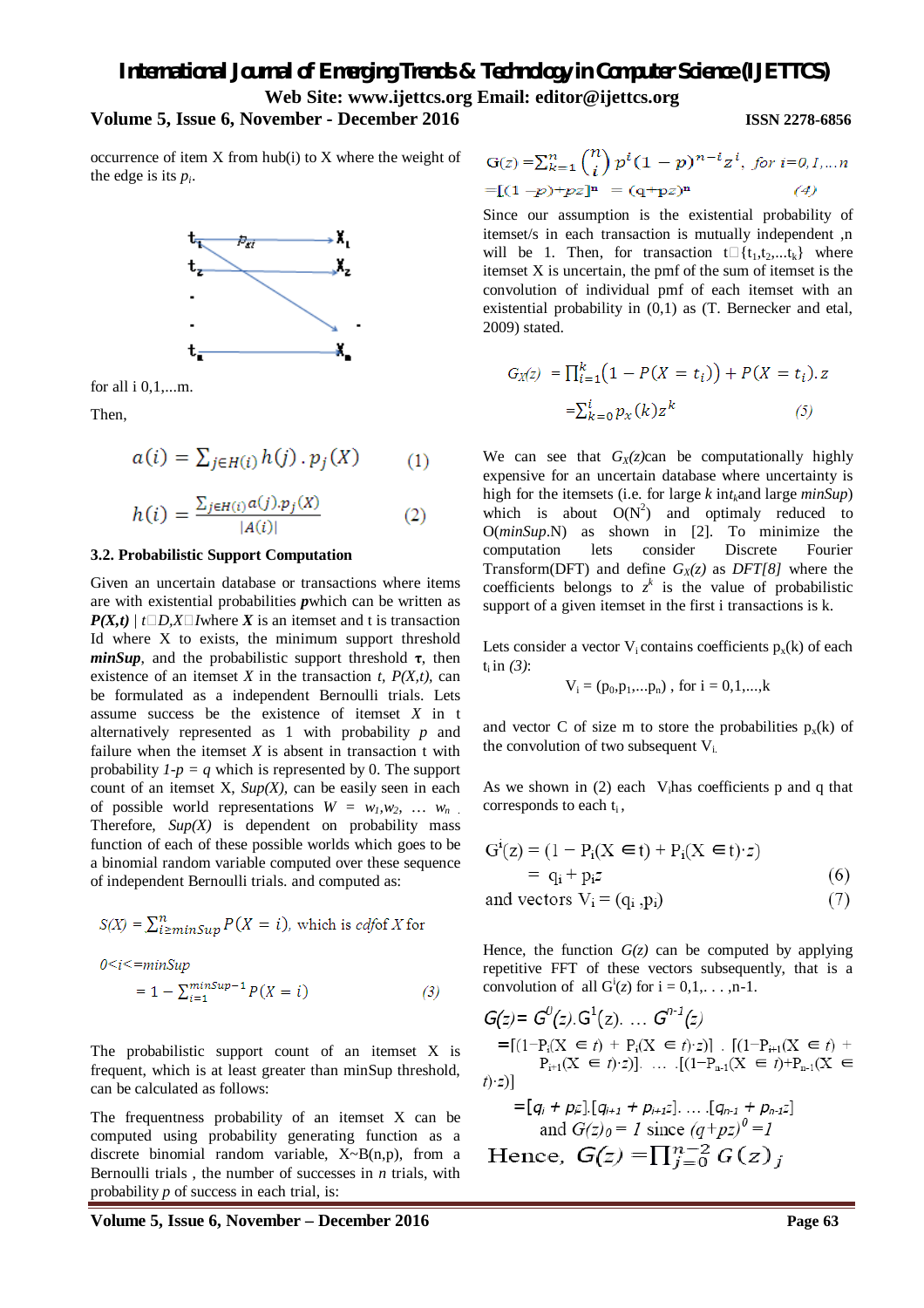occurrence of item X from hub(i) to X where the weight of the edge is its $p_i$.

for all i 0,1,...m.

Then,

$$a(i) = \sum_{j \in H(i)} h(j) . p_j(X) \qquad (1)$$

$$h(i) = \frac{\sum_{j \in H(i)} a(j).p_j(X)}{|A(i)|} \qquad (2)$$

### 3.2. Probabilistic Support Computation

Given an uncertain database or transactions where items are with existential probabilities ***p*** which can be written as ***P(X,t)*** | *t*□*D,X*□*I* where ***X*** is an itemset and t is transaction Id where X to exists, the minimum support threshold ***minSup***, and the probabilistic support threshold **τ**, then existence of an itemset *X* in the transaction *t*, *P(X,t)*, can be formulated as a independent Bernoulli trials. Lets assume success be the existence of itemset *X* in t alternatively represented as 1 with probability *p* and failure when the itemset *X* is absent in transaction t with probability *1-p = q* which is represented by 0. The support count of an itemset X, *Sup(X)*, can be easily seen in each of possible world representations $W = w_1, w_2, \ldots w_n$. Therefore, *Sup(X)* is dependent on probability mass function of each of these possible worlds which goes to be a binomial random variable computed over these sequence of independent Bernoulli trials. and computed as:

$$S(X) = \sum_{i \geq minSup}^{n} P(X = i), \text{ which is } cdf \text{ of } X \text{ for}$$

$$0 < i <= minSup$$

$$= 1 - \sum_{i=1}^{minSup-1} P(X = i) \qquad (3)$$

The probabilistic support count of an itemset X is frequent, which is at least greater than minSup threshold, can be calculated as follows:

The frequentness probability of an itemset X can be computed using probability generating function as a discrete binomial random variable, X~B(n,p), from a Bernoulli trials , the number of successes in *n* trials, with probability *p* of success in each trial, is:

$$G(z) = \sum_{k=1}^{n} \binom{n}{i} p^i (1-p)^{n-i} z^i, \ for \ i = 0, 1, \ldots n$$

$$= [(1-p)+pz]^n = (q+pz)^n \qquad (4)$$

Since our assumption is the existential probability of itemset/s in each transaction is mutually independent ,n will be 1. Then, for transaction t□{$t_1, t_2, \ldots t_k$} where itemset X is uncertain, the pmf of the sum of itemset is the convolution of individual pmf of each itemset with an existential probability in (0,1) as (T. Bernecker and etal, 2009) stated.

$$G_X(z) = \prod_{i=1}^{k} (1 - P(X = t_i)) + P(X = t_i).z$$

$$= \sum_{k=0}^{i} p_x(k) z^k \qquad (5)$$

We can see that $G_X(z)$can be computationally highly expensive for an uncertain database where uncertainty is high for the itemsets (i.e. for large *k* in$t_k$and large *minSup*) which is about $O(N^2)$ and optimaly reduced to O(*minSup*.N) as shown in [2]. To minimize the computation lets consider Discrete Fourier Transform(DFT) and define $G_X(z)$ as *DFT[8]* where the coefficients belongs to $z^k$ is the value of probabilistic support of a given itemset in the first i transactions is k.

Lets consider a vector $V_i$ contains coefficients $p_x(k)$ of each $t_i$ in *(3)*:

$$V_i = (p_0, p_1, \ldots p_n) \text{ , for i = 0,1,...,k}$$

and vector C of size m to store the probabilities $p_x(k)$ of the convolution of two subsequent $V_i$.

As we shown in (2) each $V_i$has coefficients p and q that corresponds to each $t_i$ ,

$$G^i(z) = (1 - P_i(X \in t) + P_i(X \in t) \cdot z)$$
$$= q_i + p_i z \qquad (6)$$
$$\text{and vectors } V_i = (q_i , p_i) \qquad (7)$$

Hence, the function *G(z)* can be computed by applying repetitive FFT of these vectors subsequently, that is a convolution of all $G^i(z)$ for i = 0,1,. . . ,n-1.

$$G(z) = G^0(z).G^1(z). \ldots G^{n-1}(z)$$

$$=[(1-P_i(X \in t) + P_i(X \in t) \cdot z)] . [(1-P_{i+1}(X \in t) + P_{i+1}(X \in t) \cdot z)]. \ \ldots \ .[(1-P_{n-1}(X \in t)+P_{n-1}(X \in t) \cdot z)]$$

$$=[q_i + p_i z].[q_{i+1} + p_{i+1} z]. \ldots .[q_{n-1} + p_{n-1} z]$$

and $G(z)_0 = 1$ since $(q+pz)^0 = 1$

Hence, $G(z) = \prod_{j=0}^{n-2} G(z)_j$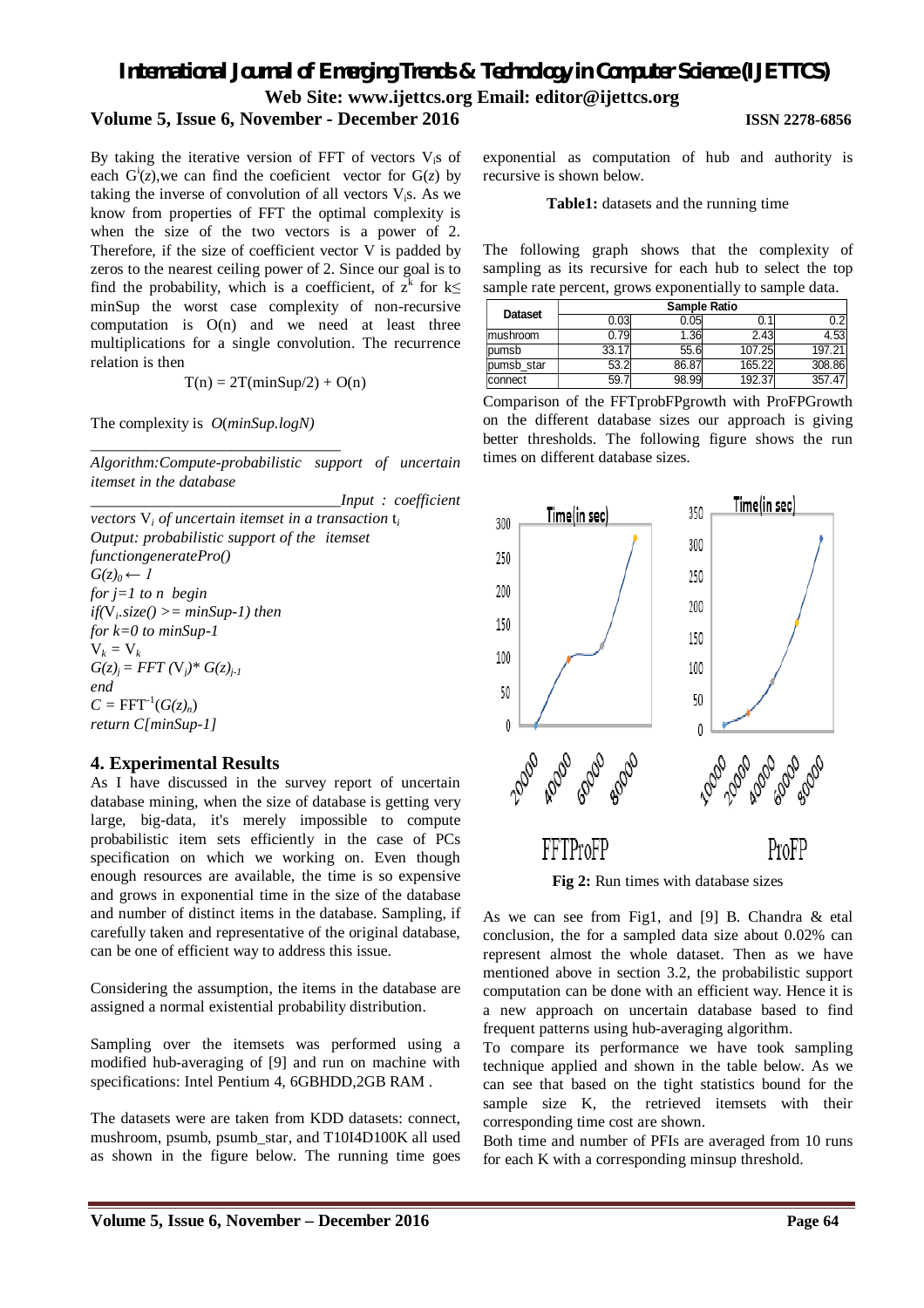By taking the iterative version of FFT of vectors $V_i$s of each $G^i(z)$,we can find the coeficient vector for $G(z)$ by taking the inverse of convolution of all vectors $V_i$s. As we know from properties of FFT the optimal complexity is when the size of the two vectors is a power of 2. Therefore, if the size of coefficient vector V is padded by zeros to the nearest ceiling power of 2. Since our goal is to find the probability, which is a coefficient, of $z^k$ for $k \leq$ minSup the worst case complexity of non-recursive computation is O(n) and we need at least three multiplications for a single convolution. The recurrence relation is then

$$T(n) = 2T(minSup/2) + O(n)$$

The complexity is $O(minSup.logN)$

---

*Algorithm:Compute-probabilistic support of uncertain itemset in the database*

---

*Input : coefficient vectors* $V_i$ *of uncertain itemset in a transaction* $t_i$
*Output: probabilistic support of the itemset*
*functiongeneratePro()*
$G(z)_0 \leftarrow 1$
*for j=1 to n begin*
*if*($V_i$*.size() >= minSup-1) then*
*for k=0 to minSup-1*
$V_k = V_k$
$G(z)_j = FFT(V_j) * G(z)_{j-1}$
*end*
$C = FFT^{-1}(G(z)_n)$
*return C[minSup-1]*

## 4. Experimental Results

As I have discussed in the survey report of uncertain database mining, when the size of database is getting very large, big-data, it's merely impossible to compute probabilistic item sets efficiently in the case of PCs specification on which we working on. Even though enough resources are available, the time is so expensive and grows in exponential time in the size of the database and number of distinct items in the database. Sampling, if carefully taken and representative of the original database, can be one of efficient way to address this issue.

Considering the assumption, the items in the database are assigned a normal existential probability distribution.

Sampling over the itemsets was performed using a modified hub-averaging of [9] and run on machine with specifications: Intel Pentium 4, 6GBHDD,2GB RAM .

The datasets were are taken from KDD datasets: connect, mushroom, psumb, psumb_star, and T10I4D100K all used as shown in the figure below. The running time goes exponential as computation of hub and authority is recursive is shown below.

**Table1:** datasets and the running time

The following graph shows that the complexity of sampling as its recursive for each hub to select the top sample rate percent, grows exponentially to sample data.

| Dataset | Sample Ratio | | | |
|---|---|---|---|---|
| | 0.03 | 0.05 | 0.1 | 0.2 |
| mushroom | 0.79 | 1.36 | 2.43 | 4.53 |
| pumsb | 33.17 | 55.6 | 107.25 | 197.21 |
| pumsb_star | 53.2 | 86.87 | 165.22 | 308.86 |
| connect | 59.7 | 98.99 | 192.37 | 357.47 |

Comparison of the FFTprobFPgrowth with ProFPGrowth on the different database sizes our approach is giving better thresholds. The following figure shows the run times on different database sizes.

**Fig 2:** Run times with database sizes

As we can see from Fig1, and [9] B. Chandra & etal conclusion, the for a sampled data size about 0.02% can represent almost the whole dataset. Then as we have mentioned above in section 3.2, the probabilistic support computation can be done with an efficient way. Hence it is a new approach on uncertain database based to find frequent patterns using hub-averaging algorithm.

To compare its performance we have took sampling technique applied and shown in the table below. As we can see that based on the tight statistics bound for the sample size K, the retrieved itemsets with their corresponding time cost are shown.

Both time and number of PFIs are averaged from 10 runs for each K with a corresponding minsup threshold.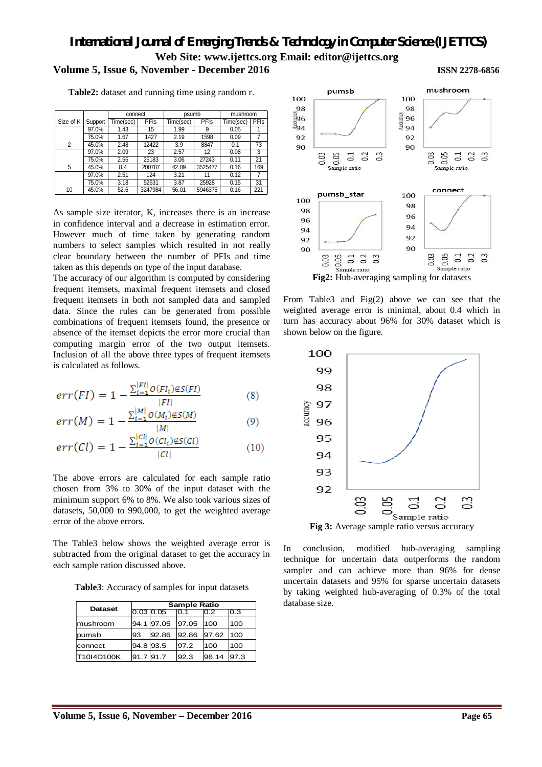**Table2:** dataset and running time using random r.

| Size of K | Support | connect Time(sec) | connect PFIs | psumb Time(sec) | psumb PFIs | mushroom Time(sec) | mushroom PFIs |
|---|---|---|---|---|---|---|---|
| 2 | 97.0% | 1.43 | 15 | 1.99 | 9 | 0.05 | 1 |
| | 75.0% | 1.67 | 1427 | 2.19 | 1598 | 0.09 | 7 |
| | 45.0% | 2.48 | 12422 | 3.9 | 8847 | 0.1 | 73 |
| 5 | 97.0% | 2.09 | 23 | 2.57 | 12 | 0.08 | 3 |
| | 75.0% | 2.55 | 25183 | 3.06 | 27243 | 0.11 | 21 |
| | 45.0% | 8.4 | 200787 | 42.89 | 3525477 | 0.16 | 169 |
| 10 | 97.0% | 2.51 | 124 | 3.21 | 11 | 0.12 | 7 |
| | 75.0% | 3.18 | 52631 | 3.87 | 25928 | 0.15 | 31 |
| | 45.0% | 52.6 | 3247984 | 56.01 | 5946376 | 0.16 | 221 |

As sample size iterator, K, increases there is an increase in confidence interval and a decrease in estimation error. However much of time taken by generating random numbers to select samples which resulted in not really clear boundary between the number of PFIs and time taken as this depends on type of the input database.

The accuracy of our algorithm is computed by considering frequent itemsets, maximal frequent itemsets and closed frequent itemsets in both not sampled data and sampled data. Since the rules can be generated from possible combinations of frequent itemsets found, the presence or absence of the itemset depicts the error more crucial than computing margin error of the two output itemsets. Inclusion of all the above three types of frequent itemsets is calculated as follows.

$$err(FI) = 1 - \frac{\sum_{i=1}^{|FI|} O(FI_i) \in S(FI)}{|FI|} \quad (8)$$

$$err(M) = 1 - \frac{\sum_{i=1}^{|M|} O(M_i) \in S(M)}{|M|} \quad (9)$$

$$err(Cl) = 1 - \frac{\sum_{i=1}^{|Cl|} O(Cl_i) \in S(Cl)}{|Cl|} \quad (10)$$

The above errors are calculated for each sample ratio chosen from 3% to 30% of the input dataset with the minimum support 6% to 8%. We also took various sizes of datasets, 50,000 to 990,000, to get the weighted average error of the above errors.

The Table3 below shows the weighted average error is subtracted from the original dataset to get the accuracy in each sample ration discussed above.

**Table3**: Accuracy of samples for input datasets

| Dataset | Sample Ratio 0.03 | 0.05 | 0.1 | 0.2 | 0.3 |
|---|---|---|---|---|---|
| mushroom | 94.1 | 97.05 | 97.05 | 100 | 100 |
| pumsb | 93 | 92.86 | 92.86 | 97.62 | 100 |
| connect | 94.8 | 93.5 | 97.2 | 100 | 100 |
| T10I4D100K | 91.7 | 91.7 | 92.3 | 96.14 | 97.3 |

**Fig2:** Hub-averaging sampling for datasets

From Table3 and Fig(2) above we can see that the weighted average error is minimal, about 0.4 which in turn has accuracy about 96% for 30% dataset which is shown below on the figure.

**Fig 3:** Average sample ratio versus accuracy

In conclusion, modified hub-averaging sampling technique for uncertain data outperforms the random sampler and can achieve more than 96% for dense uncertain datasets and 95% for sparse uncertain datasets by taking weighted hub-averaging of 0.3% of the total database size.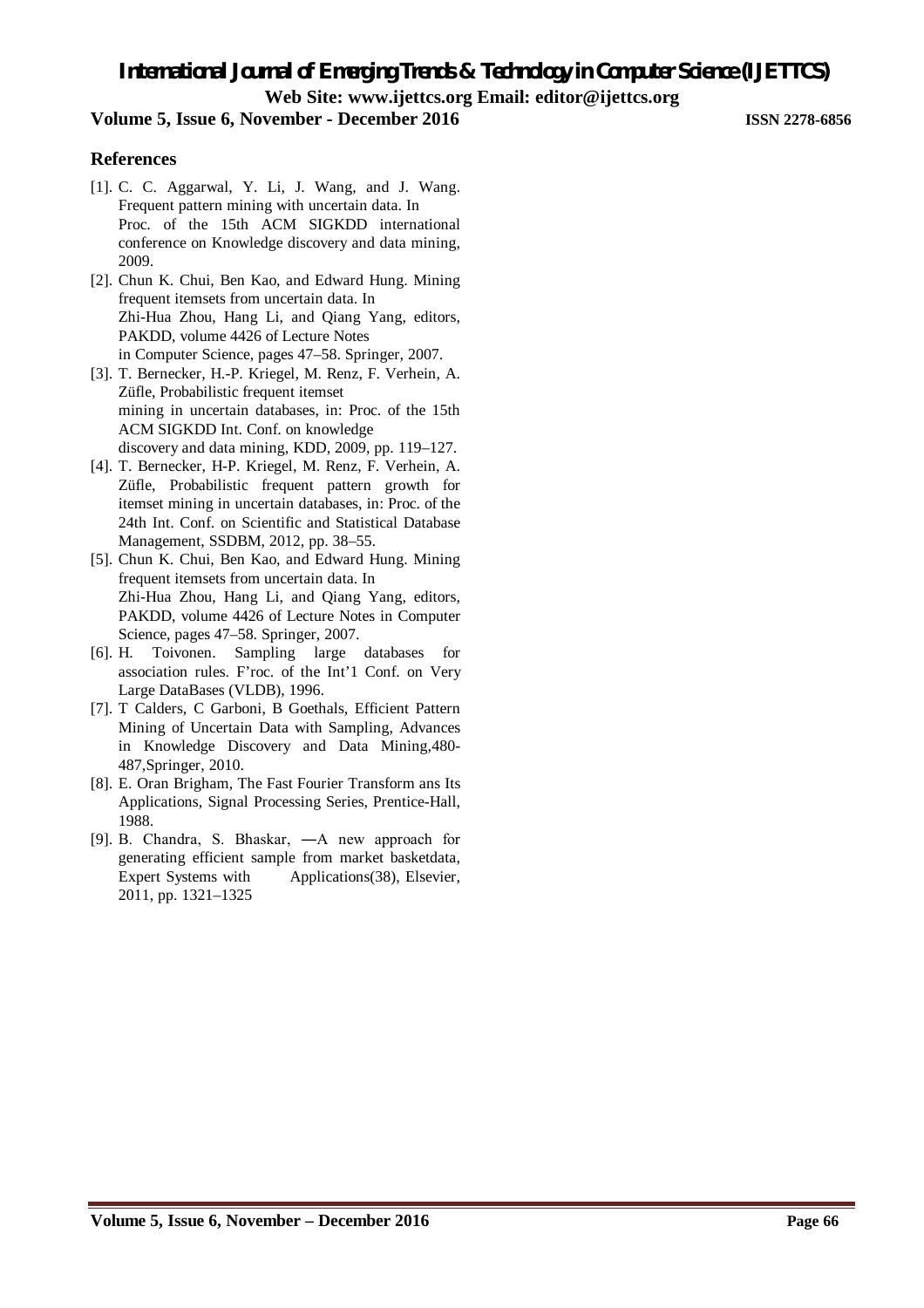## References

[1]. C. C. Aggarwal, Y. Li, J. Wang, and J. Wang. Frequent pattern mining with uncertain data. In Proc. of the 15th ACM SIGKDD international conference on Knowledge discovery and data mining, 2009.

[2]. Chun K. Chui, Ben Kao, and Edward Hung. Mining frequent itemsets from uncertain data. In Zhi-Hua Zhou, Hang Li, and Qiang Yang, editors, PAKDD, volume 4426 of Lecture Notes in Computer Science, pages 47–58. Springer, 2007.

[3]. T. Bernecker, H.-P. Kriegel, M. Renz, F. Verhein, A. Züfle, Probabilistic frequent itemset mining in uncertain databases, in: Proc. of the 15th ACM SIGKDD Int. Conf. on knowledge discovery and data mining, KDD, 2009, pp. 119–127.

[4]. T. Bernecker, H-P. Kriegel, M. Renz, F. Verhein, A. Züfle, Probabilistic frequent pattern growth for itemset mining in uncertain databases, in: Proc. of the 24th Int. Conf. on Scientific and Statistical Database Management, SSDBM, 2012, pp. 38–55.

[5]. Chun K. Chui, Ben Kao, and Edward Hung. Mining frequent itemsets from uncertain data. In Zhi-Hua Zhou, Hang Li, and Qiang Yang, editors, PAKDD, volume 4426 of Lecture Notes in Computer Science, pages 47–58. Springer, 2007.

[6]. H. Toivonen. Sampling large databases for association rules. F'roc. of the Int'1 Conf. on Very Large DataBases (VLDB), 1996.

[7]. T Calders, C Garboni, B Goethals, Efficient Pattern Mining of Uncertain Data with Sampling, Advances in Knowledge Discovery and Data Mining,480-487,Springer, 2010.

[8]. E. Oran Brigham, The Fast Fourier Transform ans Its Applications, Signal Processing Series, Prentice-Hall, 1988.

[9]. B. Chandra, S. Bhaskar, ―A new approach for generating efficient sample from market basketdata, Expert Systems with Applications(38), Elsevier, 2011, pp. 1321–1325